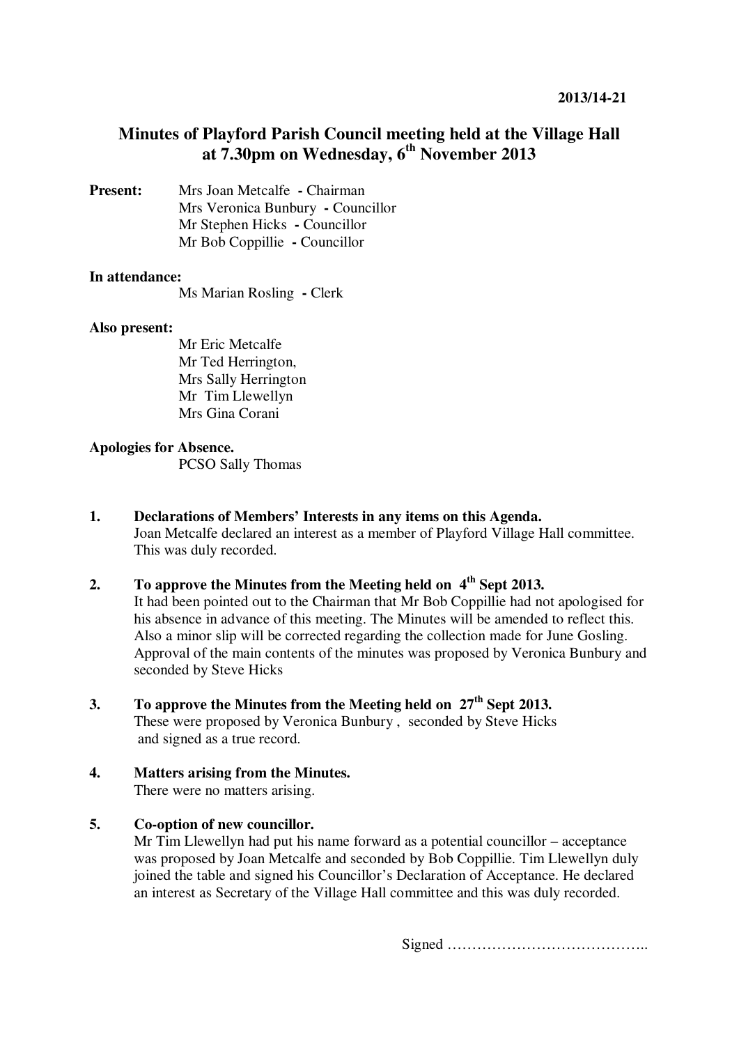2013/14-21

# Minutes of Playford Parish Council meeting held at the Village Hall at 7.30pm on Wednesday, 6th November 2013

**Present:** Mrs Joan Metcalfe **-** Chairman
Mrs Veronica Bunbury **-** Councillor
Mr Stephen Hicks **-** Councillor
Mr Bob Coppillie **-** Councillor

**In attendance:**
Ms Marian Rosling **-** Clerk

**Also present:**
Mr Eric Metcalfe
Mr Ted Herrington,
Mrs Sally Herrington
Mr Tim Llewellyn
Mrs Gina Corani

**Apologies for Absence.**
PCSO Sally Thomas

**1. Declarations of Members' Interests in any items on this Agenda.**
Joan Metcalfe declared an interest as a member of Playford Village Hall committee. This was duly recorded.

**2. To approve the Minutes from the Meeting held on 4th Sept 2013.**
It had been pointed out to the Chairman that Mr Bob Coppillie had not apologised for his absence in advance of this meeting. The Minutes will be amended to reflect this. Also a minor slip will be corrected regarding the collection made for June Gosling. Approval of the main contents of the minutes was proposed by Veronica Bunbury and seconded by Steve Hicks

**3. To approve the Minutes from the Meeting held on 27th Sept 2013.**
These were proposed by Veronica Bunbury , seconded by Steve Hicks and signed as a true record.

**4. Matters arising from the Minutes.**
There were no matters arising.

**5. Co-option of new councillor.**
Mr Tim Llewellyn had put his name forward as a potential councillor – acceptance was proposed by Joan Metcalfe and seconded by Bob Coppillie. Tim Llewellyn duly joined the table and signed his Councillor's Declaration of Acceptance. He declared an interest as Secretary of the Village Hall committee and this was duly recorded.

Signed …………………………………..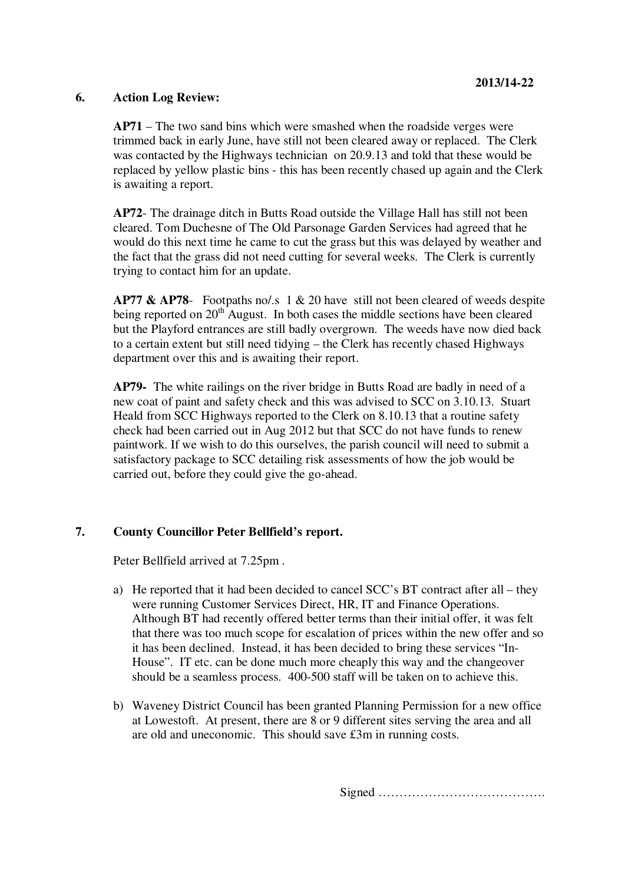2013/14-22

## 6. Action Log Review:

**AP71** – The two sand bins which were smashed when the roadside verges were trimmed back in early June, have still not been cleared away or replaced. The Clerk was contacted by the Highways technician on 20.9.13 and told that these would be replaced by yellow plastic bins - this has been recently chased up again and the Clerk is awaiting a report.

**AP72**- The drainage ditch in Butts Road outside the Village Hall has still not been cleared. Tom Duchesne of The Old Parsonage Garden Services had agreed that he would do this next time he came to cut the grass but this was delayed by weather and the fact that the grass did not need cutting for several weeks. The Clerk is currently trying to contact him for an update.

**AP77 & AP78**- Footpaths no/.s 1 & 20 have still not been cleared of weeds despite being reported on 20th August. In both cases the middle sections have been cleared but the Playford entrances are still badly overgrown. The weeds have now died back to a certain extent but still need tidying – the Clerk has recently chased Highways department over this and is awaiting their report.

**AP79-** The white railings on the river bridge in Butts Road are badly in need of a new coat of paint and safety check and this was advised to SCC on 3.10.13. Stuart Heald from SCC Highways reported to the Clerk on 8.10.13 that a routine safety check had been carried out in Aug 2012 but that SCC do not have funds to renew paintwork. If we wish to do this ourselves, the parish council will need to submit a satisfactory package to SCC detailing risk assessments of how the job would be carried out, before they could give the go-ahead.

## 7. County Councillor Peter Bellfield's report.

Peter Bellfield arrived at 7.25pm .

a) He reported that it had been decided to cancel SCC's BT contract after all – they were running Customer Services Direct, HR, IT and Finance Operations. Although BT had recently offered better terms than their initial offer, it was felt that there was too much scope for escalation of prices within the new offer and so it has been declined. Instead, it has been decided to bring these services "In-House". IT etc. can be done much more cheaply this way and the changeover should be a seamless process. 400-500 staff will be taken on to achieve this.

b) Waveney District Council has been granted Planning Permission for a new office at Lowestoft. At present, there are 8 or 9 different sites serving the area and all are old and uneconomic. This should save £3m in running costs.

Signed ………………………………….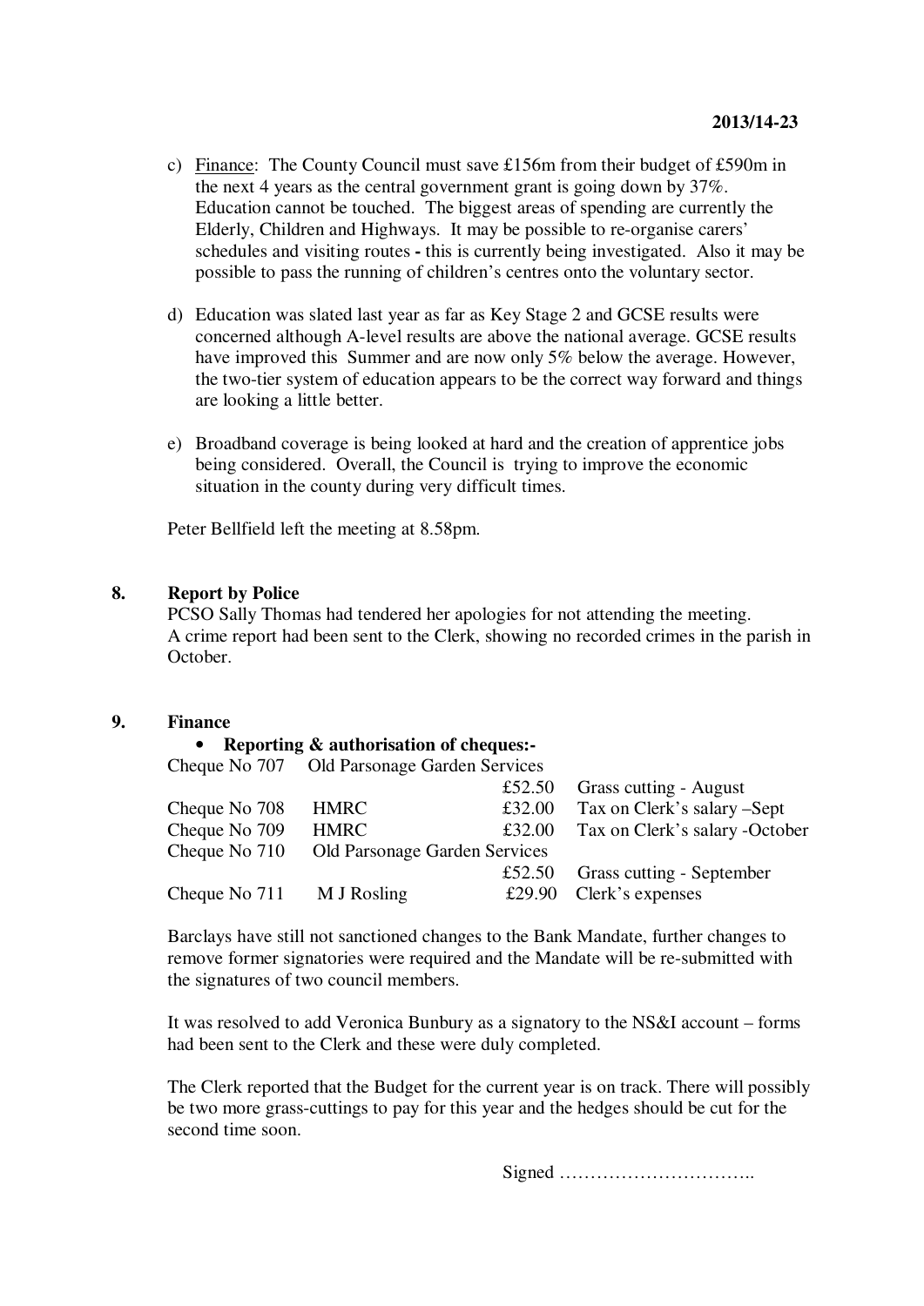**2013/14-23**

c) Finance: The County Council must save £156m from their budget of £590m in the next 4 years as the central government grant is going down by 37%. Education cannot be touched. The biggest areas of spending are currently the Elderly, Children and Highways. It may be possible to re-organise carers' schedules and visiting routes **-** this is currently being investigated. Also it may be possible to pass the running of children's centres onto the voluntary sector.

d) Education was slated last year as far as Key Stage 2 and GCSE results were concerned although A-level results are above the national average. GCSE results have improved this Summer and are now only 5% below the average. However, the two-tier system of education appears to be the correct way forward and things are looking a little better.

e) Broadband coverage is being looked at hard and the creation of apprentice jobs being considered. Overall, the Council is trying to improve the economic situation in the county during very difficult times.

Peter Bellfield left the meeting at 8.58pm.

## 8. Report by Police

PCSO Sally Thomas had tendered her apologies for not attending the meeting.
A crime report had been sent to the Clerk, showing no recorded crimes in the parish in October.

## 9. Finance

- **Reporting & authorisation of cheques:-**

| Cheque | Payee | Amount | Description |
|---|---|---|---|
| Cheque No 707 | Old Parsonage Garden Services | £52.50 | Grass cutting - August |
| Cheque No 708 | HMRC | £32.00 | Tax on Clerk's salary –Sept |
| Cheque No 709 | HMRC | £32.00 | Tax on Clerk's salary -October |
| Cheque No 710 | Old Parsonage Garden Services | £52.50 | Grass cutting - September |
| Cheque No 711 | M J Rosling | £29.90 | Clerk's expenses |

Barclays have still not sanctioned changes to the Bank Mandate, further changes to remove former signatories were required and the Mandate will be re-submitted with the signatures of two council members.

It was resolved to add Veronica Bunbury as a signatory to the NS&I account – forms had been sent to the Clerk and these were duly completed.

The Clerk reported that the Budget for the current year is on track. There will possibly be two more grass-cuttings to pay for this year and the hedges should be cut for the second time soon.

Signed …………………………..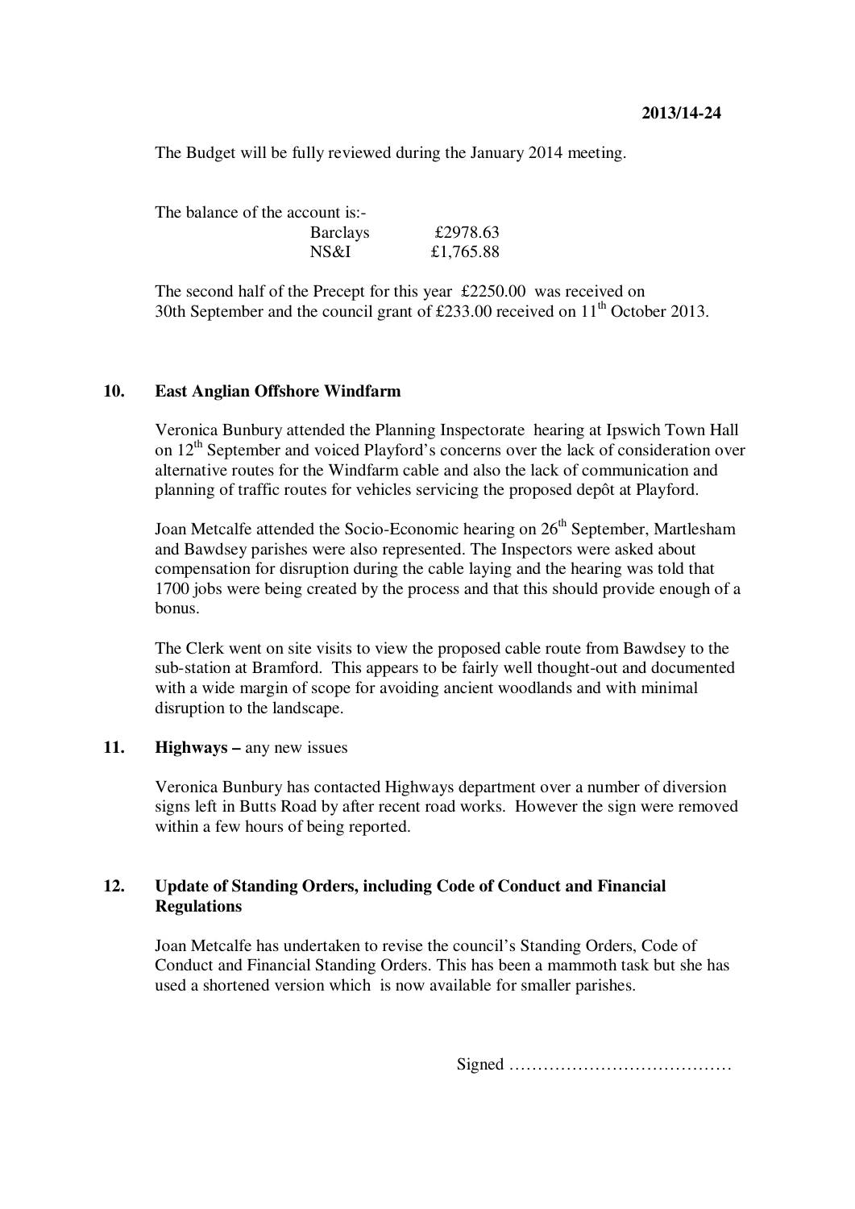**2013/14-24**

The Budget will be fully reviewed during the January 2014 meeting.

The balance of the account is:-

| | |
|---|---|
| Barclays | £2978.63 |
| NS&I | £1,765.88 |

The second half of the Precept for this year £2250.00 was received on 30th September and the council grant of £233.00 received on 11th October 2013.

**10. East Anglian Offshore Windfarm**

Veronica Bunbury attended the Planning Inspectorate hearing at Ipswich Town Hall on 12th September and voiced Playford's concerns over the lack of consideration over alternative routes for the Windfarm cable and also the lack of communication and planning of traffic routes for vehicles servicing the proposed depôt at Playford.

Joan Metcalfe attended the Socio-Economic hearing on 26th September, Martlesham and Bawdsey parishes were also represented. The Inspectors were asked about compensation for disruption during the cable laying and the hearing was told that 1700 jobs were being created by the process and that this should provide enough of a bonus.

The Clerk went on site visits to view the proposed cable route from Bawdsey to the sub-station at Bramford. This appears to be fairly well thought-out and documented with a wide margin of scope for avoiding ancient woodlands and with minimal disruption to the landscape.

**11. Highways –** any new issues

Veronica Bunbury has contacted Highways department over a number of diversion signs left in Butts Road by after recent road works. However the sign were removed within a few hours of being reported.

**12. Update of Standing Orders, including Code of Conduct and Financial Regulations**

Joan Metcalfe has undertaken to revise the council's Standing Orders, Code of Conduct and Financial Standing Orders. This has been a mammoth task but she has used a shortened version which is now available for smaller parishes.

Signed …………………………………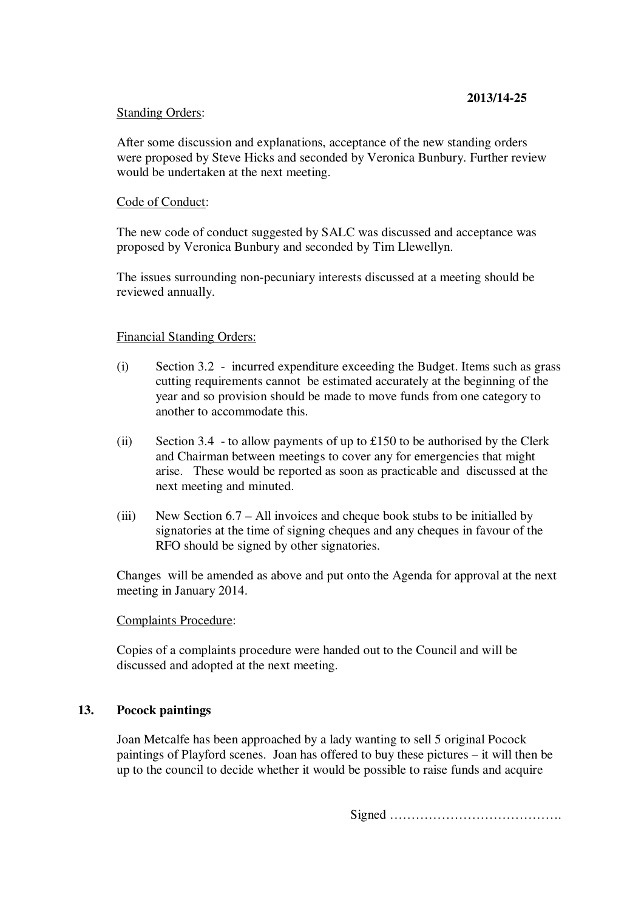Standing Orders:

After some discussion and explanations, acceptance of the new standing orders were proposed by Steve Hicks and seconded by Veronica Bunbury. Further review would be undertaken at the next meeting.

Code of Conduct:

The new code of conduct suggested by SALC was discussed and acceptance was proposed by Veronica Bunbury and seconded by Tim Llewellyn.

The issues surrounding non-pecuniary interests discussed at a meeting should be reviewed annually.

Financial Standing Orders:

(i) Section 3.2 - incurred expenditure exceeding the Budget. Items such as grass cutting requirements cannot be estimated accurately at the beginning of the year and so provision should be made to move funds from one category to another to accommodate this.

(ii) Section 3.4 - to allow payments of up to £150 to be authorised by the Clerk and Chairman between meetings to cover any for emergencies that might arise. These would be reported as soon as practicable and discussed at the next meeting and minuted.

(iii) New Section 6.7 – All invoices and cheque book stubs to be initialled by signatories at the time of signing cheques and any cheques in favour of the RFO should be signed by other signatories.

Changes will be amended as above and put onto the Agenda for approval at the next meeting in January 2014.

Complaints Procedure:

Copies of a complaints procedure were handed out to the Council and will be discussed and adopted at the next meeting.

## 13. Pocock paintings

Joan Metcalfe has been approached by a lady wanting to sell 5 original Pocock paintings of Playford scenes. Joan has offered to buy these pictures – it will then be up to the council to decide whether it would be possible to raise funds and acquire

Signed ………………………………….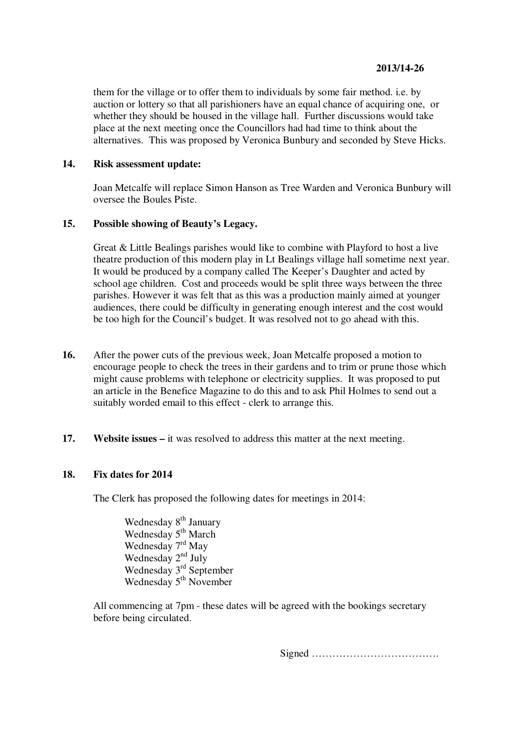**2013/14-26**

them for the village or to offer them to individuals by some fair method. i.e. by auction or lottery so that all parishioners have an equal chance of acquiring one, or whether they should be housed in the village hall. Further discussions would take place at the next meeting once the Councillors had had time to think about the alternatives. This was proposed by Veronica Bunbury and seconded by Steve Hicks.

**14. Risk assessment update:**

Joan Metcalfe will replace Simon Hanson as Tree Warden and Veronica Bunbury will oversee the Boules Piste.

**15. Possible showing of Beauty's Legacy.**

Great & Little Bealings parishes would like to combine with Playford to host a live theatre production of this modern play in Lt Bealings village hall sometime next year. It would be produced by a company called The Keeper's Daughter and acted by school age children. Cost and proceeds would be split three ways between the three parishes. However it was felt that as this was a production mainly aimed at younger audiences, there could be difficulty in generating enough interest and the cost would be too high for the Council's budget. It was resolved not to go ahead with this.

**16.** After the power cuts of the previous week, Joan Metcalfe proposed a motion to encourage people to check the trees in their gardens and to trim or prune those which might cause problems with telephone or electricity supplies. It was proposed to put an article in the Benefice Magazine to do this and to ask Phil Holmes to send out a suitably worded email to this effect - clerk to arrange this.

**17. Website issues –** it was resolved to address this matter at the next meeting.

**18. Fix dates for 2014**

The Clerk has proposed the following dates for meetings in 2014:

Wednesday 8th January
Wednesday 5th March
Wednesday 7rd May
Wednesday 2nd July
Wednesday 3rd September
Wednesday 5th November

All commencing at 7pm - these dates will be agreed with the bookings secretary before being circulated.

Signed ……………………………….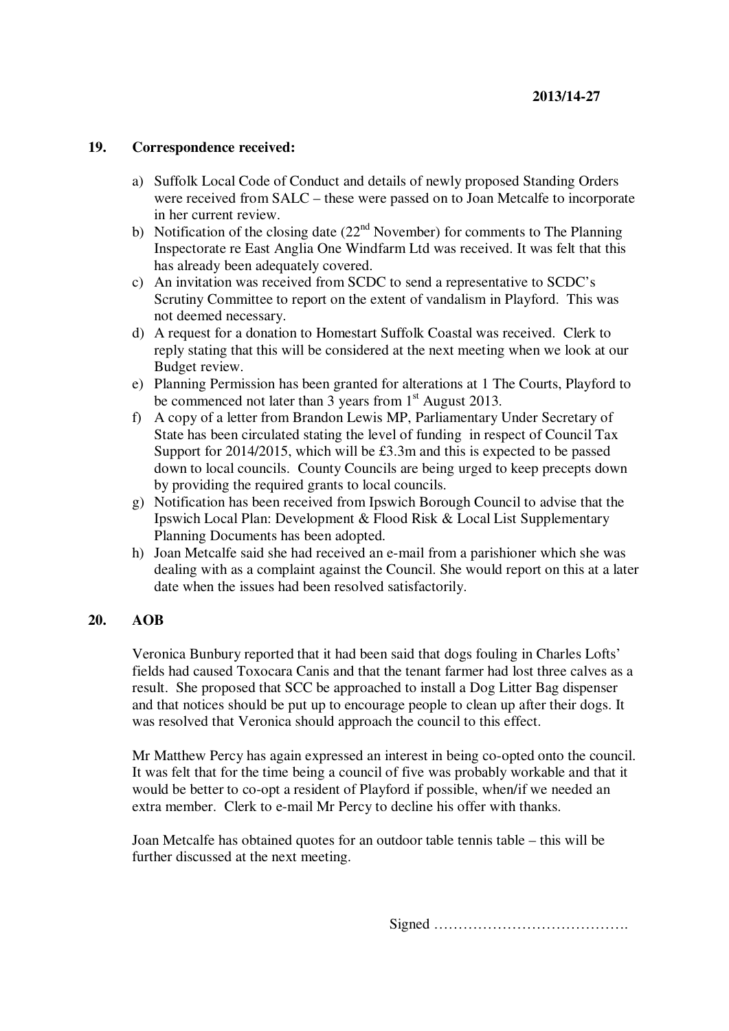**2013/14-27**

## 19. Correspondence received:

a) Suffolk Local Code of Conduct and details of newly proposed Standing Orders were received from SALC – these were passed on to Joan Metcalfe to incorporate in her current review.

b) Notification of the closing date (22nd November) for comments to The Planning Inspectorate re East Anglia One Windfarm Ltd was received. It was felt that this has already been adequately covered.

c) An invitation was received from SCDC to send a representative to SCDC's Scrutiny Committee to report on the extent of vandalism in Playford. This was not deemed necessary.

d) A request for a donation to Homestart Suffolk Coastal was received. Clerk to reply stating that this will be considered at the next meeting when we look at our Budget review.

e) Planning Permission has been granted for alterations at 1 The Courts, Playford to be commenced not later than 3 years from 1st August 2013.

f) A copy of a letter from Brandon Lewis MP, Parliamentary Under Secretary of State has been circulated stating the level of funding in respect of Council Tax Support for 2014/2015, which will be £3.3m and this is expected to be passed down to local councils. County Councils are being urged to keep precepts down by providing the required grants to local councils.

g) Notification has been received from Ipswich Borough Council to advise that the Ipswich Local Plan: Development & Flood Risk & Local List Supplementary Planning Documents has been adopted.

h) Joan Metcalfe said she had received an e-mail from a parishioner which she was dealing with as a complaint against the Council. She would report on this at a later date when the issues had been resolved satisfactorily.

## 20. AOB

Veronica Bunbury reported that it had been said that dogs fouling in Charles Lofts' fields had caused Toxocara Canis and that the tenant farmer had lost three calves as a result. She proposed that SCC be approached to install a Dog Litter Bag dispenser and that notices should be put up to encourage people to clean up after their dogs. It was resolved that Veronica should approach the council to this effect.

Mr Matthew Percy has again expressed an interest in being co-opted onto the council. It was felt that for the time being a council of five was probably workable and that it would be better to co-opt a resident of Playford if possible, when/if we needed an extra member. Clerk to e-mail Mr Percy to decline his offer with thanks.

Joan Metcalfe has obtained quotes for an outdoor table tennis table – this will be further discussed at the next meeting.

Signed ………………………………….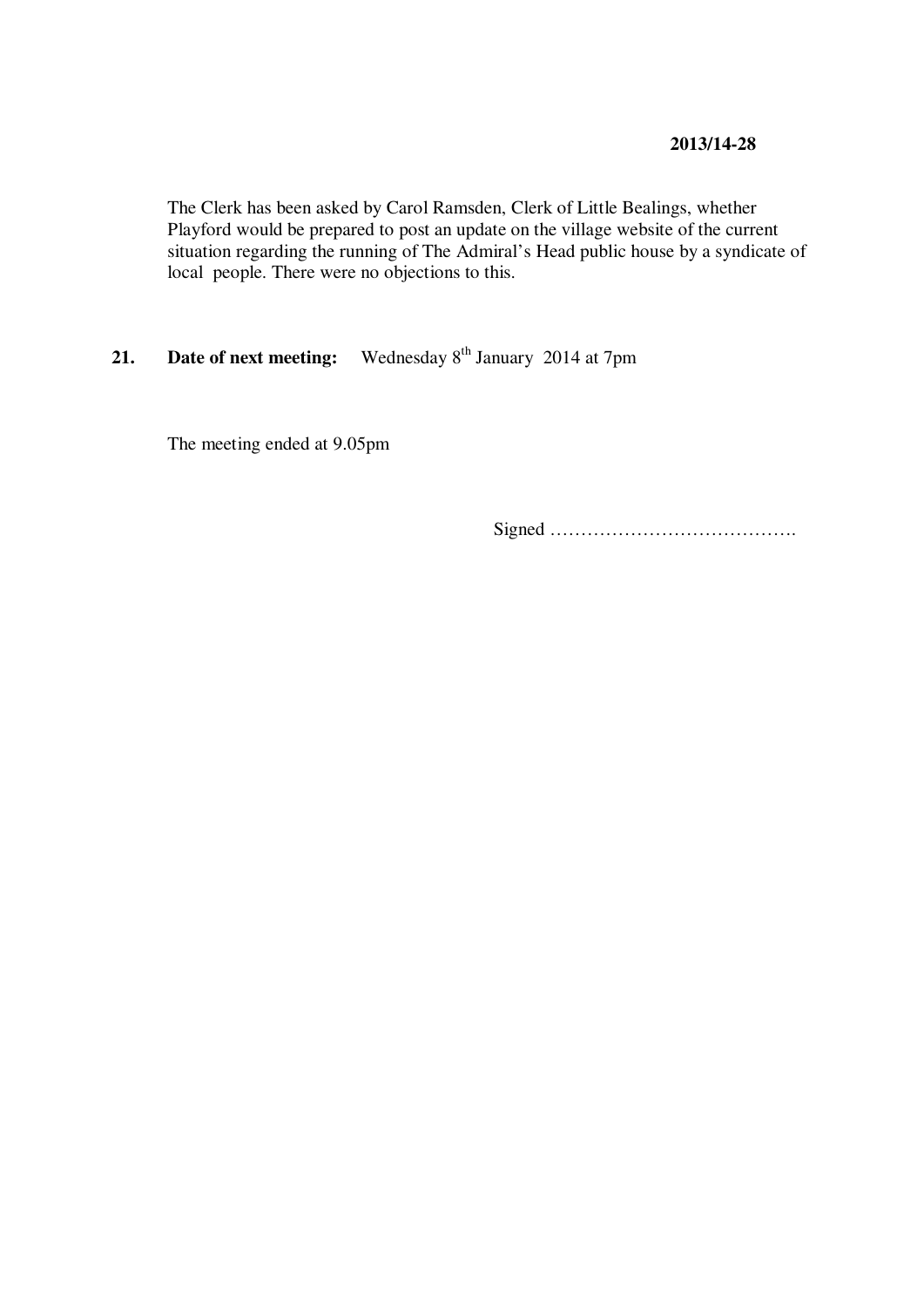**2013/14-28**

The Clerk has been asked by Carol Ramsden, Clerk of Little Bealings, whether Playford would be prepared to post an update on the village website of the current situation regarding the running of The Admiral's Head public house by a syndicate of local people. There were no objections to this.

**21. Date of next meeting:** Wednesday 8th January 2014 at 7pm

The meeting ended at 9.05pm

Signed ………………………………….